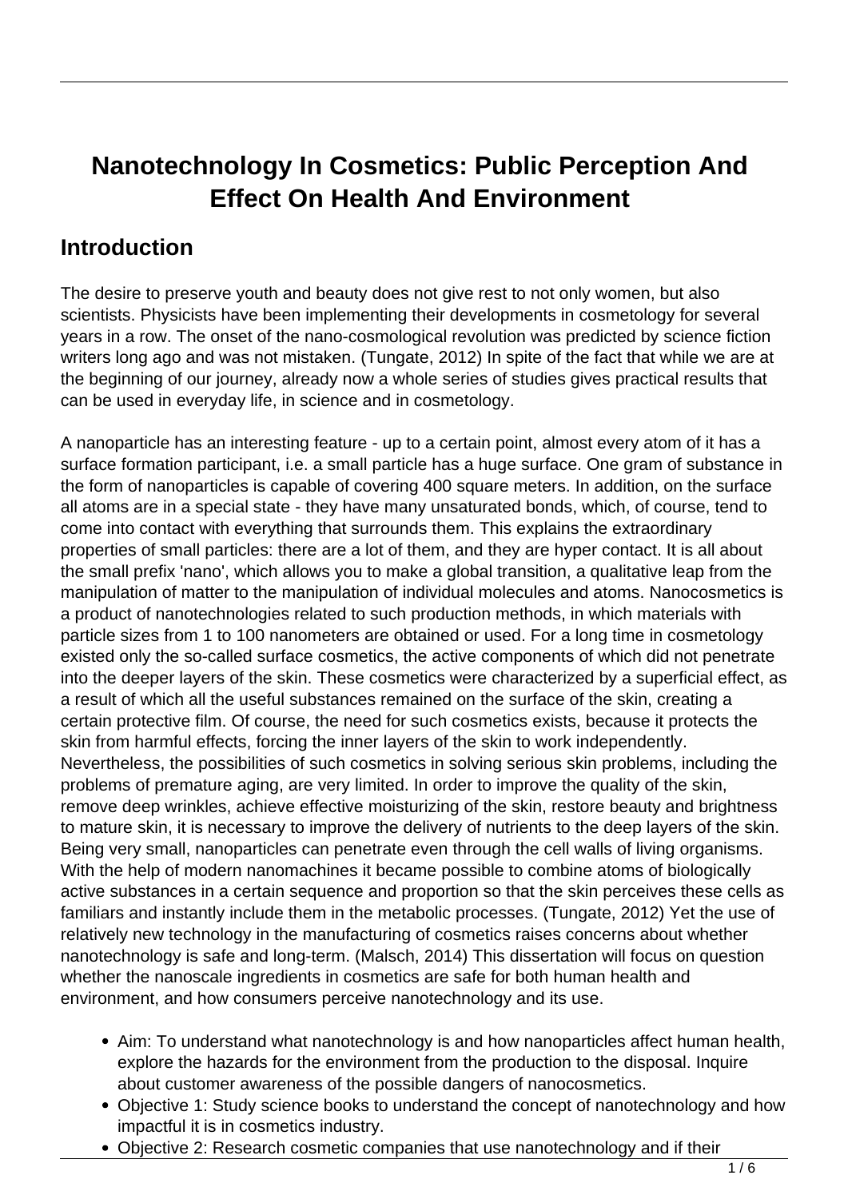# Nanotechnology In Cosmetics: Public Perception And Effect On Health And Environment

## Introduction

The desire to preserve youth and beauty does not give rest to not only women, but also scientists. Physicists have been implementing their developments in cosmetology for several years in a row. The onset of the nano-cosmological revolution was predicted by science fiction writers long ago and was not mistaken. (Tungate, 2012) In spite of the fact that while we are at the beginning of our journey, already now a whole series of studies gives practical results that can be used in everyday life, in science and in cosmetology.

A nanoparticle has an interesting feature - up to a certain point, almost every atom of it has a surface formation participant, i.e. a small particle has a huge surface. One gram of substance in the form of nanoparticles is capable of covering 400 square meters. In addition, on the surface all atoms are in a special state - they have many unsaturated bonds, which, of course, tend to come into contact with everything that surrounds them. This explains the extraordinary properties of small particles: there are a lot of them, and they are hyper contact. It is all about the small prefix 'nano', which allows you to make a global transition, a qualitative leap from the manipulation of matter to the manipulation of individual molecules and atoms. Nanocosmetics is a product of nanotechnologies related to such production methods, in which materials with particle sizes from 1 to 100 nanometers are obtained or used. For a long time in cosmetology existed only the so-called surface cosmetics, the active components of which did not penetrate into the deeper layers of the skin. These cosmetics were characterized by a superficial effect, as a result of which all the useful substances remained on the surface of the skin, creating a certain protective film. Of course, the need for such cosmetics exists, because it protects the skin from harmful effects, forcing the inner layers of the skin to work independently. Nevertheless, the possibilities of such cosmetics in solving serious skin problems, including the problems of premature aging, are very limited. In order to improve the quality of the skin, remove deep wrinkles, achieve effective moisturizing of the skin, restore beauty and brightness to mature skin, it is necessary to improve the delivery of nutrients to the deep layers of the skin. Being very small, nanoparticles can penetrate even through the cell walls of living organisms. With the help of modern nanomachines it became possible to combine atoms of biologically active substances in a certain sequence and proportion so that the skin perceives these cells as familiars and instantly include them in the metabolic processes. (Tungate, 2012) Yet the use of relatively new technology in the manufacturing of cosmetics raises concerns about whether nanotechnology is safe and long-term. (Malsch, 2014) This dissertation will focus on question whether the nanoscale ingredients in cosmetics are safe for both human health and environment, and how consumers perceive nanotechnology and its use.

- Aim: To understand what nanotechnology is and how nanoparticles affect human health, explore the hazards for the environment from the production to the disposal. Inquire about customer awareness of the possible dangers of nanocosmetics.
- Objective 1: Study science books to understand the concept of nanotechnology and how impactful it is in cosmetics industry.
- Objective 2: Research cosmetic companies that use nanotechnology and if their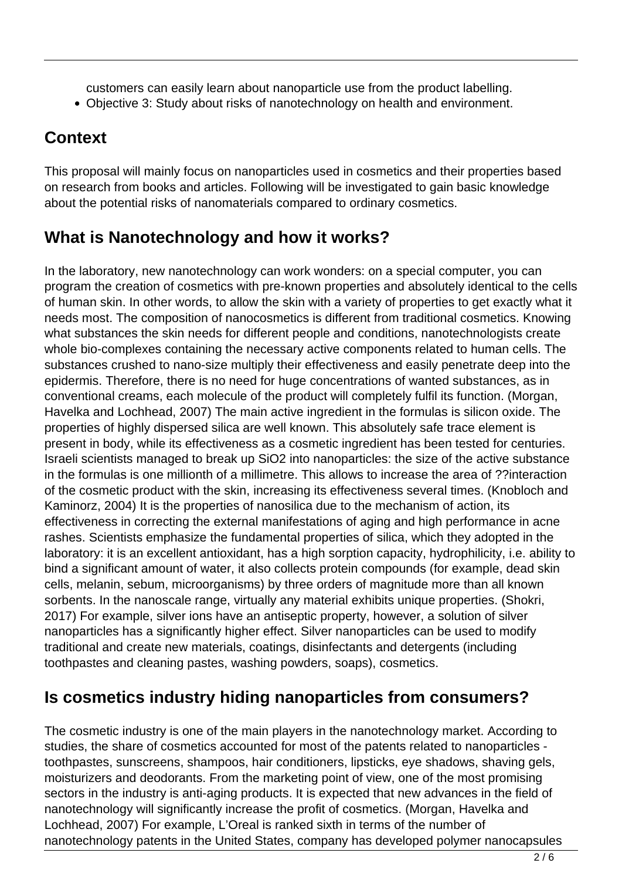customers can easily learn about nanoparticle use from the product labelling.

- Objective 3: Study about risks of nanotechnology on health and environment.

## Context

This proposal will mainly focus on nanoparticles used in cosmetics and their properties based on research from books and articles. Following will be investigated to gain basic knowledge about the potential risks of nanomaterials compared to ordinary cosmetics.

## What is Nanotechnology and how it works?

In the laboratory, new nanotechnology can work wonders: on a special computer, you can program the creation of cosmetics with pre-known properties and absolutely identical to the cells of human skin. In other words, to allow the skin with a variety of properties to get exactly what it needs most. The composition of nanocosmetics is different from traditional cosmetics. Knowing what substances the skin needs for different people and conditions, nanotechnologists create whole bio-complexes containing the necessary active components related to human cells. The substances crushed to nano-size multiply their effectiveness and easily penetrate deep into the epidermis. Therefore, there is no need for huge concentrations of wanted substances, as in conventional creams, each molecule of the product will completely fulfil its function. (Morgan, Havelka and Lochhead, 2007) The main active ingredient in the formulas is silicon oxide. The properties of highly dispersed silica are well known. This absolutely safe trace element is present in body, while its effectiveness as a cosmetic ingredient has been tested for centuries. Israeli scientists managed to break up $SiO_2$ into nanoparticles: the size of the active substance in the formulas is one millionth of a millimetre. This allows to increase the area of ??interaction of the cosmetic product with the skin, increasing its effectiveness several times. (Knobloch and Kaminorz, 2004) It is the properties of nanosilica due to the mechanism of action, its effectiveness in correcting the external manifestations of aging and high performance in acne rashes. Scientists emphasize the fundamental properties of silica, which they adopted in the laboratory: it is an excellent antioxidant, has a high sorption capacity, hydrophilicity, i.e. ability to bind a significant amount of water, it also collects protein compounds (for example, dead skin cells, melanin, sebum, microorganisms) by three orders of magnitude more than all known sorbents. In the nanoscale range, virtually any material exhibits unique properties. (Shokri, 2017) For example, silver ions have an antiseptic property, however, a solution of silver nanoparticles has a significantly higher effect. Silver nanoparticles can be used to modify traditional and create new materials, coatings, disinfectants and detergents (including toothpastes and cleaning pastes, washing powders, soaps), cosmetics.

## Is cosmetics industry hiding nanoparticles from consumers?

The cosmetic industry is one of the main players in the nanotechnology market. According to studies, the share of cosmetics accounted for most of the patents related to nanoparticles - toothpastes, sunscreens, shampoos, hair conditioners, lipsticks, eye shadows, shaving gels, moisturizers and deodorants. From the marketing point of view, one of the most promising sectors in the industry is anti-aging products. It is expected that new advances in the field of nanotechnology will significantly increase the profit of cosmetics. (Morgan, Havelka and Lochhead, 2007) For example, L'Oreal is ranked sixth in terms of the number of nanotechnology patents in the United States, company has developed polymer nanocapsules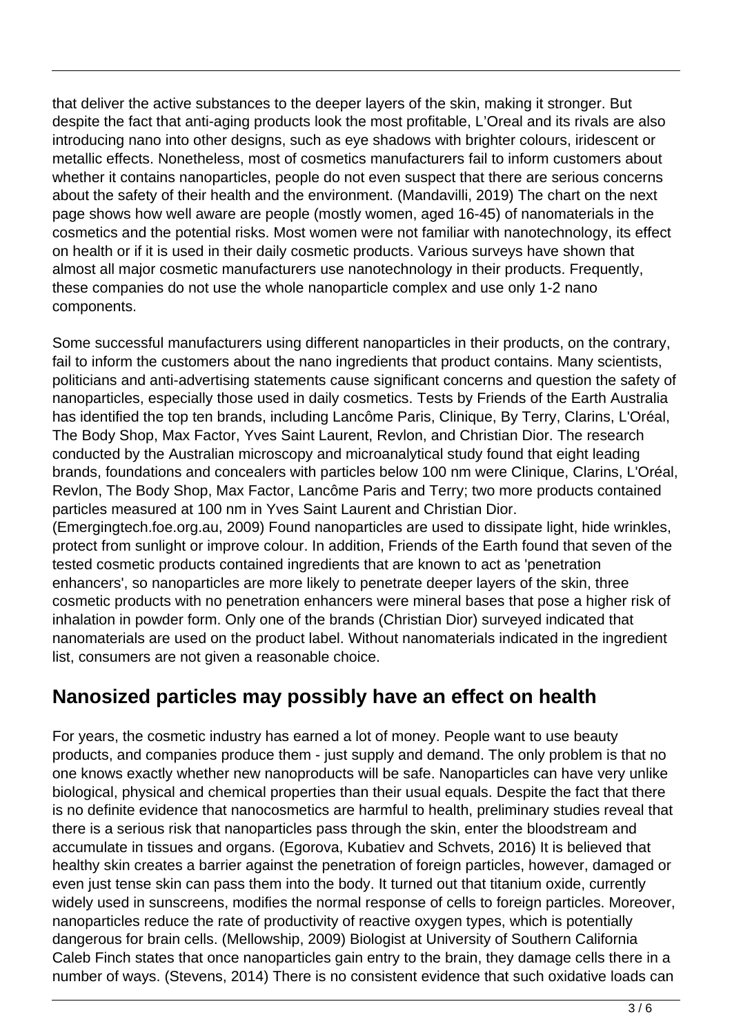that deliver the active substances to the deeper layers of the skin, making it stronger. But despite the fact that anti-aging products look the most profitable, L'Oreal and its rivals are also introducing nano into other designs, such as eye shadows with brighter colours, iridescent or metallic effects. Nonetheless, most of cosmetics manufacturers fail to inform customers about whether it contains nanoparticles, people do not even suspect that there are serious concerns about the safety of their health and the environment. (Mandavilli, 2019) The chart on the next page shows how well aware are people (mostly women, aged 16-45) of nanomaterials in the cosmetics and the potential risks. Most women were not familiar with nanotechnology, its effect on health or if it is used in their daily cosmetic products. Various surveys have shown that almost all major cosmetic manufacturers use nanotechnology in their products. Frequently, these companies do not use the whole nanoparticle complex and use only 1-2 nano components.

Some successful manufacturers using different nanoparticles in their products, on the contrary, fail to inform the customers about the nano ingredients that product contains. Many scientists, politicians and anti-advertising statements cause significant concerns and question the safety of nanoparticles, especially those used in daily cosmetics. Tests by Friends of the Earth Australia has identified the top ten brands, including Lancôme Paris, Clinique, By Terry, Clarins, L'Oréal, The Body Shop, Max Factor, Yves Saint Laurent, Revlon, and Christian Dior. The research conducted by the Australian microscopy and microanalytical study found that eight leading brands, foundations and concealers with particles below 100 nm were Clinique, Clarins, L'Oréal, Revlon, The Body Shop, Max Factor, Lancôme Paris and Terry; two more products contained particles measured at 100 nm in Yves Saint Laurent and Christian Dior. (Emergingtech.foe.org.au, 2009) Found nanoparticles are used to dissipate light, hide wrinkles, protect from sunlight or improve colour. In addition, Friends of the Earth found that seven of the tested cosmetic products contained ingredients that are known to act as 'penetration enhancers', so nanoparticles are more likely to penetrate deeper layers of the skin, three cosmetic products with no penetration enhancers were mineral bases that pose a higher risk of inhalation in powder form. Only one of the brands (Christian Dior) surveyed indicated that nanomaterials are used on the product label. Without nanomaterials indicated in the ingredient list, consumers are not given a reasonable choice.

## Nanosized particles may possibly have an effect on health

For years, the cosmetic industry has earned a lot of money. People want to use beauty products, and companies produce them - just supply and demand. The only problem is that no one knows exactly whether new nanoproducts will be safe. Nanoparticles can have very unlike biological, physical and chemical properties than their usual equals. Despite the fact that there is no definite evidence that nanocosmetics are harmful to health, preliminary studies reveal that there is a serious risk that nanoparticles pass through the skin, enter the bloodstream and accumulate in tissues and organs. (Egorova, Kubatiev and Schvets, 2016) It is believed that healthy skin creates a barrier against the penetration of foreign particles, however, damaged or even just tense skin can pass them into the body. It turned out that titanium oxide, currently widely used in sunscreens, modifies the normal response of cells to foreign particles. Moreover, nanoparticles reduce the rate of productivity of reactive oxygen types, which is potentially dangerous for brain cells. (Mellowship, 2009) Biologist at University of Southern California Caleb Finch states that once nanoparticles gain entry to the brain, they damage cells there in a number of ways. (Stevens, 2014) There is no consistent evidence that such oxidative loads can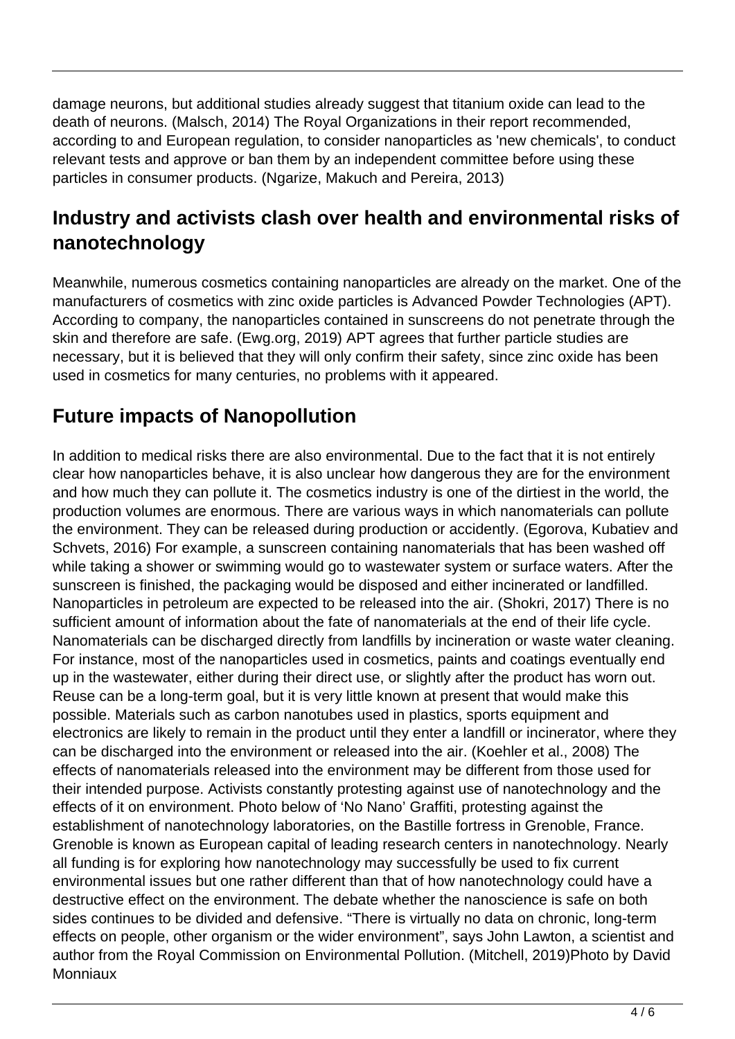damage neurons, but additional studies already suggest that titanium oxide can lead to the death of neurons. (Malsch, 2014) The Royal Organizations in their report recommended, according to and European regulation, to consider nanoparticles as 'new chemicals', to conduct relevant tests and approve or ban them by an independent committee before using these particles in consumer products. (Ngarize, Makuch and Pereira, 2013)

## Industry and activists clash over health and environmental risks of nanotechnology

Meanwhile, numerous cosmetics containing nanoparticles are already on the market. One of the manufacturers of cosmetics with zinc oxide particles is Advanced Powder Technologies (APT). According to company, the nanoparticles contained in sunscreens do not penetrate through the skin and therefore are safe. (Ewg.org, 2019) APT agrees that further particle studies are necessary, but it is believed that they will only confirm their safety, since zinc oxide has been used in cosmetics for many centuries, no problems with it appeared.

## Future impacts of Nanopollution

In addition to medical risks there are also environmental. Due to the fact that it is not entirely clear how nanoparticles behave, it is also unclear how dangerous they are for the environment and how much they can pollute it. The cosmetics industry is one of the dirtiest in the world, the production volumes are enormous. There are various ways in which nanomaterials can pollute the environment. They can be released during production or accidently. (Egorova, Kubatiev and Schvets, 2016) For example, a sunscreen containing nanomaterials that has been washed off while taking a shower or swimming would go to wastewater system or surface waters. After the sunscreen is finished, the packaging would be disposed and either incinerated or landfilled. Nanoparticles in petroleum are expected to be released into the air. (Shokri, 2017) There is no sufficient amount of information about the fate of nanomaterials at the end of their life cycle. Nanomaterials can be discharged directly from landfills by incineration or waste water cleaning. For instance, most of the nanoparticles used in cosmetics, paints and coatings eventually end up in the wastewater, either during their direct use, or slightly after the product has worn out. Reuse can be a long-term goal, but it is very little known at present that would make this possible. Materials such as carbon nanotubes used in plastics, sports equipment and electronics are likely to remain in the product until they enter a landfill or incinerator, where they can be discharged into the environment or released into the air. (Koehler et al., 2008) The effects of nanomaterials released into the environment may be different from those used for their intended purpose. Activists constantly protesting against use of nanotechnology and the effects of it on environment. Photo below of 'No Nano' Graffiti, protesting against the establishment of nanotechnology laboratories, on the Bastille fortress in Grenoble, France. Grenoble is known as European capital of leading research centers in nanotechnology. Nearly all funding is for exploring how nanotechnology may successfully be used to fix current environmental issues but one rather different than that of how nanotechnology could have a destructive effect on the environment. The debate whether the nanoscience is safe on both sides continues to be divided and defensive. "There is virtually no data on chronic, long-term effects on people, other organism or the wider environment", says John Lawton, a scientist and author from the Royal Commission on Environmental Pollution. (Mitchell, 2019)Photo by David Monniaux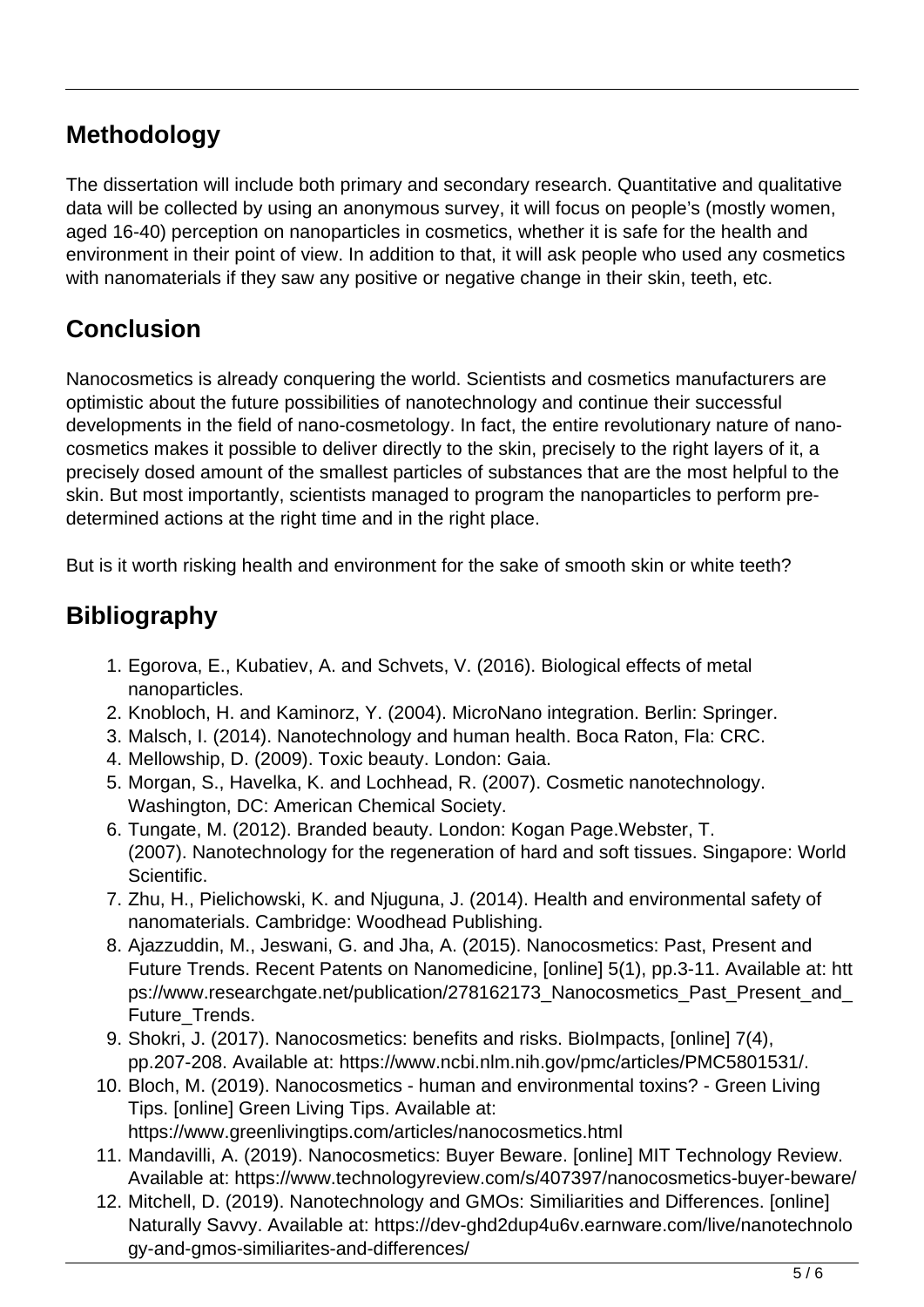## Methodology

The dissertation will include both primary and secondary research. Quantitative and qualitative data will be collected by using an anonymous survey, it will focus on people's (mostly women, aged 16-40) perception on nanoparticles in cosmetics, whether it is safe for the health and environment in their point of view. In addition to that, it will ask people who used any cosmetics with nanomaterials if they saw any positive or negative change in their skin, teeth, etc.

## Conclusion

Nanocosmetics is already conquering the world. Scientists and cosmetics manufacturers are optimistic about the future possibilities of nanotechnology and continue their successful developments in the field of nano-cosmetology. In fact, the entire revolutionary nature of nano-cosmetics makes it possible to deliver directly to the skin, precisely to the right layers of it, a precisely dosed amount of the smallest particles of substances that are the most helpful to the skin. But most importantly, scientists managed to program the nanoparticles to perform pre-determined actions at the right time and in the right place.

But is it worth risking health and environment for the sake of smooth skin or white teeth?

## Bibliography

1. Egorova, E., Kubatiev, A. and Schvets, V. (2016). Biological effects of metal nanoparticles.
2. Knobloch, H. and Kaminorz, Y. (2004). MicroNano integration. Berlin: Springer.
3. Malsch, I. (2014). Nanotechnology and human health. Boca Raton, Fla: CRC.
4. Mellowship, D. (2009). Toxic beauty. London: Gaia.
5. Morgan, S., Havelka, K. and Lochhead, R. (2007). Cosmetic nanotechnology. Washington, DC: American Chemical Society.
6. Tungate, M. (2012). Branded beauty. London: Kogan Page.Webster, T. (2007). Nanotechnology for the regeneration of hard and soft tissues. Singapore: World Scientific.
7. Zhu, H., Pielichowski, K. and Njuguna, J. (2014). Health and environmental safety of nanomaterials. Cambridge: Woodhead Publishing.
8. Ajazzuddin, M., Jeswani, G. and Jha, A. (2015). Nanocosmetics: Past, Present and Future Trends. Recent Patents on Nanomedicine, [online] 5(1), pp.3-11. Available at: https://www.researchgate.net/publication/278162173_Nanocosmetics_Past_Present_and_Future_Trends.
9. Shokri, J. (2017). Nanocosmetics: benefits and risks. BioImpacts, [online] 7(4), pp.207-208. Available at: https://www.ncbi.nlm.nih.gov/pmc/articles/PMC5801531/.
10. Bloch, M. (2019). Nanocosmetics - human and environmental toxins? - Green Living Tips. [online] Green Living Tips. Available at: https://www.greenlivingtips.com/articles/nanocosmetics.html
11. Mandavilli, A. (2019). Nanocosmetics: Buyer Beware. [online] MIT Technology Review. Available at: https://www.technologyreview.com/s/407397/nanocosmetics-buyer-beware/
12. Mitchell, D. (2019). Nanotechnology and GMOs: Similiarities and Differences. [online] Naturally Savvy. Available at: https://dev-ghd2dup4u6v.earnware.com/live/nanotechnology-and-gmos-similiarites-and-differences/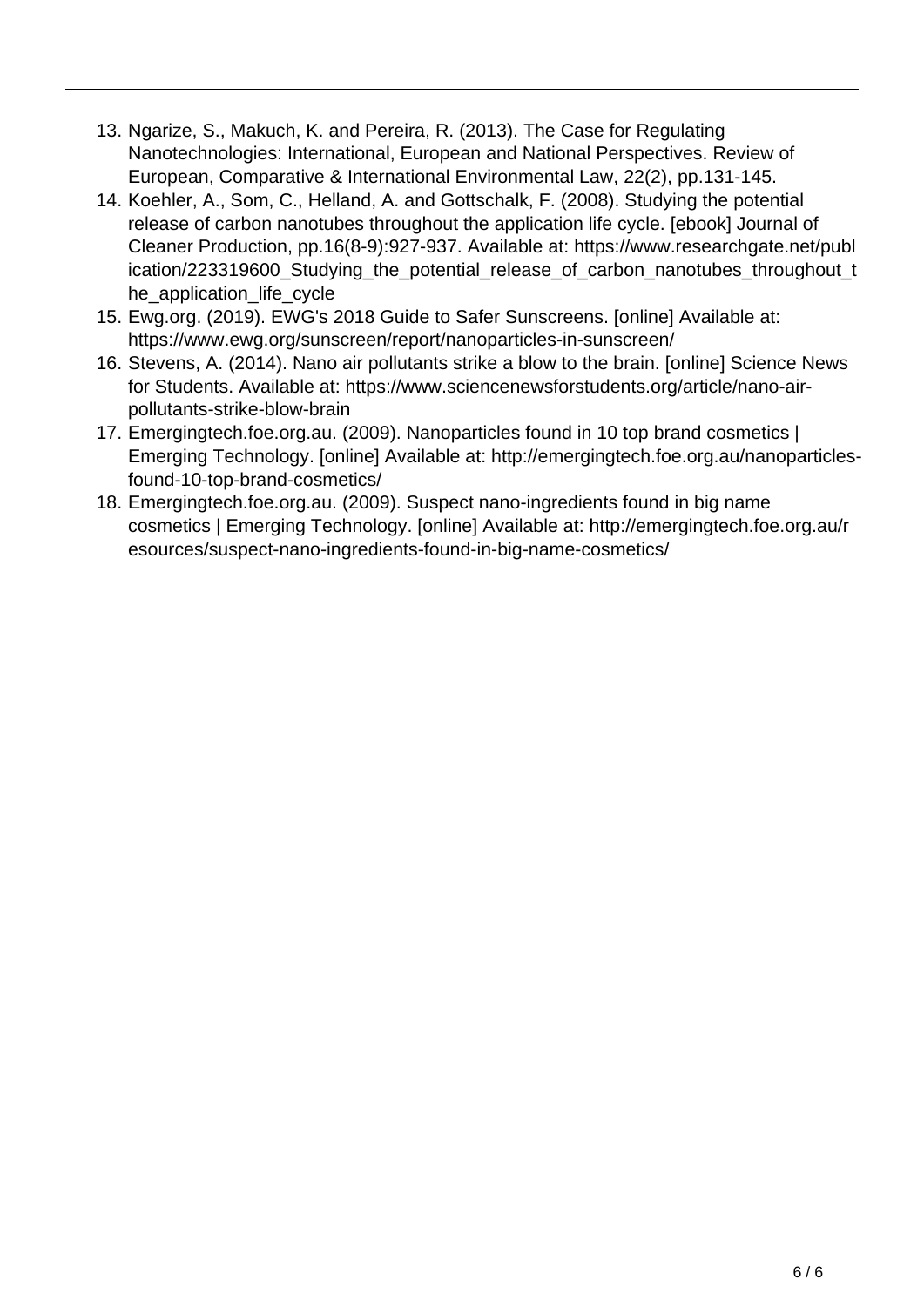13. Ngarize, S., Makuch, K. and Pereira, R. (2013). The Case for Regulating Nanotechnologies: International, European and National Perspectives. Review of European, Comparative & International Environmental Law, 22(2), pp.131-145.
14. Koehler, A., Som, C., Helland, A. and Gottschalk, F. (2008). Studying the potential release of carbon nanotubes throughout the application life cycle. [ebook] Journal of Cleaner Production, pp.16(8-9):927-937. Available at: https://www.researchgate.net/publication/223319600_Studying_the_potential_release_of_carbon_nanotubes_throughout_the_application_life_cycle
15. Ewg.org. (2019). EWG's 2018 Guide to Safer Sunscreens. [online] Available at: https://www.ewg.org/sunscreen/report/nanoparticles-in-sunscreen/
16. Stevens, A. (2014). Nano air pollutants strike a blow to the brain. [online] Science News for Students. Available at: https://www.sciencenewsforstudents.org/article/nano-air-pollutants-strike-blow-brain
17. Emergingtech.foe.org.au. (2009). Nanoparticles found in 10 top brand cosmetics | Emerging Technology. [online] Available at: http://emergingtech.foe.org.au/nanoparticles-found-10-top-brand-cosmetics/
18. Emergingtech.foe.org.au. (2009). Suspect nano-ingredients found in big name cosmetics | Emerging Technology. [online] Available at: http://emergingtech.foe.org.au/resources/suspect-nano-ingredients-found-in-big-name-cosmetics/